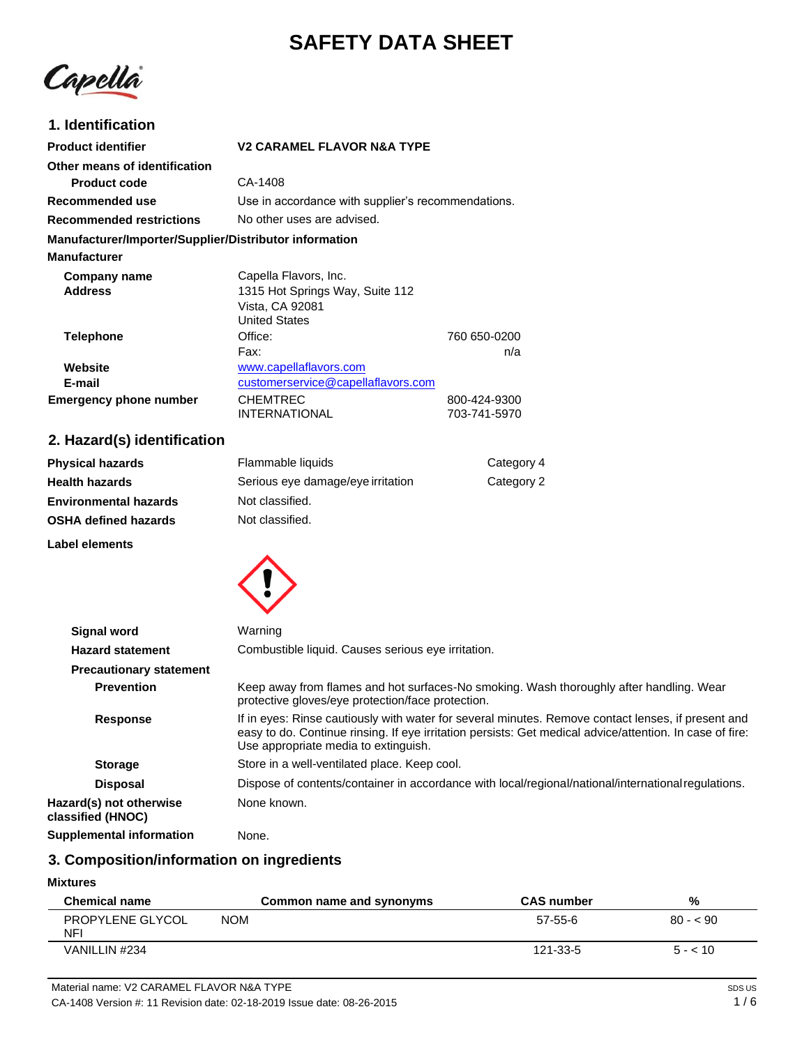# SAFETY DATA SHEET

Capella

## 1. Identification

| | |
|---|---|
| **Product identifier** | **V2 CARAMEL FLAVOR N&A TYPE** |
| **Other means of identification** | |
| **Product code** | CA-1408 |
| **Recommended use** | Use in accordance with supplier's recommendations. |
| **Recommended restrictions** | No other uses are advised. |

**Manufacturer/Importer/Supplier/Distributor information**

**Manufacturer**

| | | |
|---|---|---|
| **Company name** | Capella Flavors, Inc. | |
| **Address** | 1315 Hot Springs Way, Suite 112<br>Vista, CA 92081<br>United States | |
| **Telephone** | Office: | 760 650-0200 |
| | Fax: | n/a |
| **Website** | www.capellaflavors.com | |
| **E-mail** | customerservice@capellaflavors.com | |
| **Emergency phone number** | CHEMTREC | 800-424-9300 |
| | INTERNATIONAL | 703-741-5970 |

## 2. Hazard(s) identification

| | | |
|---|---|---|
| **Physical hazards** | Flammable liquids | Category 4 |
| **Health hazards** | Serious eye damage/eye irritation | Category 2 |
| **Environmental hazards** | Not classified. | |
| **OSHA defined hazards** | Not classified. | |

**Label elements**

**Signal word** Warning

**Hazard statement** Combustible liquid. Causes serious eye irritation.

**Precautionary statement**

**Prevention** Keep away from flames and hot surfaces-No smoking. Wash thoroughly after handling. Wear protective gloves/eye protection/face protection.

**Response** If in eyes: Rinse cautiously with water for several minutes. Remove contact lenses, if present and easy to do. Continue rinsing. If eye irritation persists: Get medical advice/attention. In case of fire: Use appropriate media to extinguish.

**Storage** Store in a well-ventilated place. Keep cool.

**Disposal** Dispose of contents/container in accordance with local/regional/national/international regulations.

**Hazard(s) not otherwise classified (HNOC)** None known.

**Supplemental information** None.

## 3. Composition/information on ingredients

**Mixtures**

| Chemical name | Common name and synonyms | CAS number | % |
|---|---|---|---|
| PROPYLENE GLYCOL NFI | NOM | 57-55-6 | 80 - < 90 |
| VANILLIN #234 | | 121-33-5 | 5 - < 10 |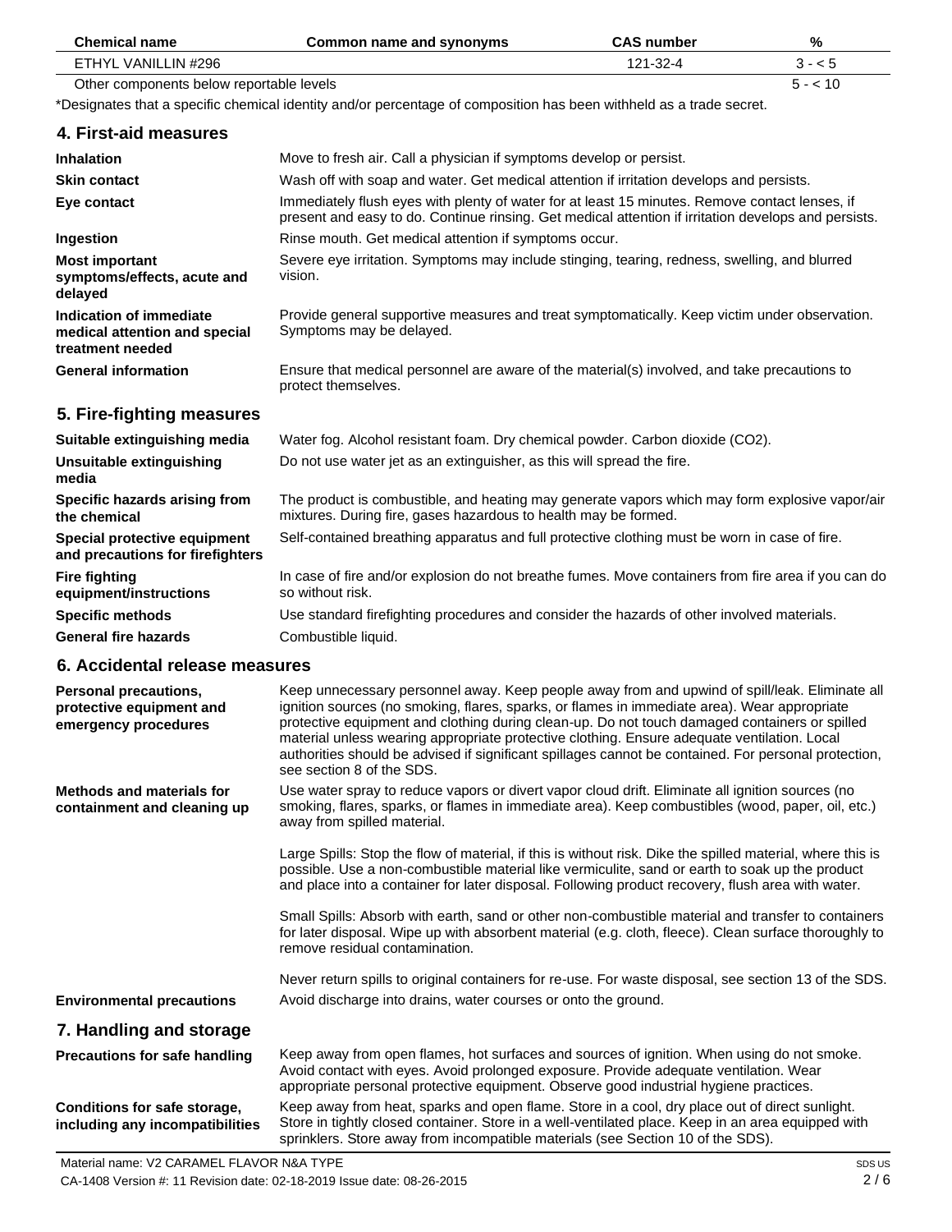| Chemical name | Common name and synonyms | CAS number | % |
|---|---|---|---|
| ETHYL VANILLIN #296 | | 121-32-4 | 3 - < 5 |
| Other components below reportable levels | | | 5 - < 10 |

*Designates that a specific chemical identity and/or percentage of composition has been withheld as a trade secret.

## 4. First-aid measures

| | |
|---|---|
| **Inhalation** | Move to fresh air. Call a physician if symptoms develop or persist. |
| **Skin contact** | Wash off with soap and water. Get medical attention if irritation develops and persists. |
| **Eye contact** | Immediately flush eyes with plenty of water for at least 15 minutes. Remove contact lenses, if present and easy to do. Continue rinsing. Get medical attention if irritation develops and persists. |
| **Ingestion** | Rinse mouth. Get medical attention if symptoms occur. |
| **Most important symptoms/effects, acute and delayed** | Severe eye irritation. Symptoms may include stinging, tearing, redness, swelling, and blurred vision. |
| **Indication of immediate medical attention and special treatment needed** | Provide general supportive measures and treat symptomatically. Keep victim under observation. Symptoms may be delayed. |
| **General information** | Ensure that medical personnel are aware of the material(s) involved, and take precautions to protect themselves. |

## 5. Fire-fighting measures

| | |
|---|---|
| **Suitable extinguishing media** | Water fog. Alcohol resistant foam. Dry chemical powder. Carbon dioxide ($CO_2$). |
| **Unsuitable extinguishing media** | Do not use water jet as an extinguisher, as this will spread the fire. |
| **Specific hazards arising from the chemical** | The product is combustible, and heating may generate vapors which may form explosive vapor/air mixtures. During fire, gases hazardous to health may be formed. |
| **Special protective equipment and precautions for firefighters** | Self-contained breathing apparatus and full protective clothing must be worn in case of fire. |
| **Fire fighting equipment/instructions** | In case of fire and/or explosion do not breathe fumes. Move containers from fire area if you can do so without risk. |
| **Specific methods** | Use standard firefighting procedures and consider the hazards of other involved materials. |
| **General fire hazards** | Combustible liquid. |

## 6. Accidental release measures

**Personal precautions, protective equipment and emergency procedures**

Keep unnecessary personnel away. Keep people away from and upwind of spill/leak. Eliminate all ignition sources (no smoking, flares, sparks, or flames in immediate area). Wear appropriate protective equipment and clothing during clean-up. Do not touch damaged containers or spilled material unless wearing appropriate protective clothing. Ensure adequate ventilation. Local authorities should be advised if significant spillages cannot be contained. For personal protection, see section 8 of the SDS.

**Methods and materials for containment and cleaning up**

Use water spray to reduce vapors or divert vapor cloud drift. Eliminate all ignition sources (no smoking, flares, sparks, or flames in immediate area). Keep combustibles (wood, paper, oil, etc.) away from spilled material.

Large Spills: Stop the flow of material, if this is without risk. Dike the spilled material, where this is possible. Use a non-combustible material like vermiculite, sand or earth to soak up the product and place into a container for later disposal. Following product recovery, flush area with water.

Small Spills: Absorb with earth, sand or other non-combustible material and transfer to containers for later disposal. Wipe up with absorbent material (e.g. cloth, fleece). Clean surface thoroughly to remove residual contamination.

Never return spills to original containers for re-use. For waste disposal, see section 13 of the SDS.

**Environmental precautions**

Avoid discharge into drains, water courses or onto the ground.

## 7. Handling and storage

**Precautions for safe handling**

Keep away from open flames, hot surfaces and sources of ignition. When using do not smoke. Avoid contact with eyes. Avoid prolonged exposure. Provide adequate ventilation. Wear appropriate personal protective equipment. Observe good industrial hygiene practices.

**Conditions for safe storage, including any incompatibilities**

Keep away from heat, sparks and open flame. Store in a cool, dry place out of direct sunlight. Store in tightly closed container. Store in a well-ventilated place. Keep in an area equipped with sprinklers. Store away from incompatible materials (see Section 10 of the SDS).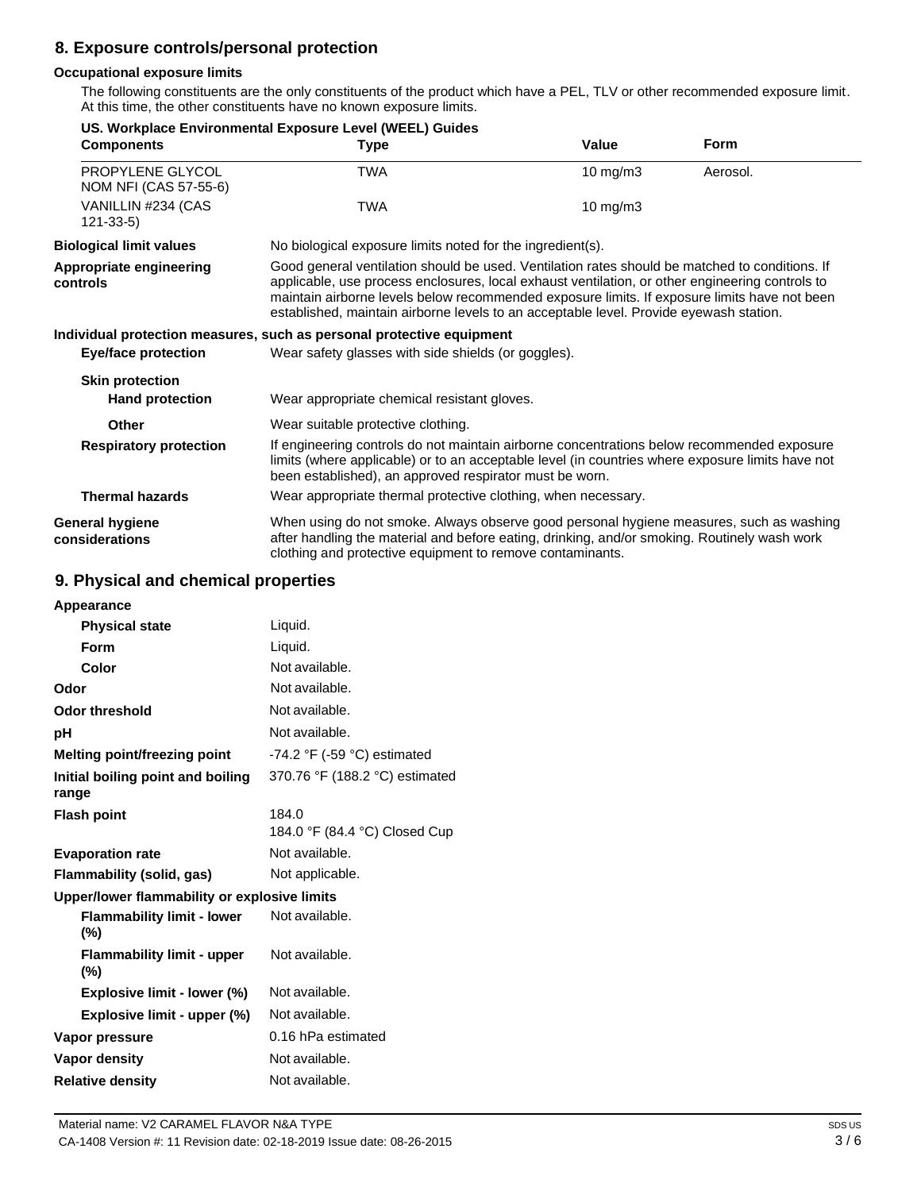## 8. Exposure controls/personal protection

### Occupational exposure limits

The following constituents are the only constituents of the product which have a PEL, TLV or other recommended exposure limit. At this time, the other constituents have no known exposure limits.

**US. Workplace Environmental Exposure Level (WEEL) Guides**

| Components | Type | Value | Form |
|---|---|---|---|
| PROPYLENE GLYCOL NOM NFI (CAS 57-55-6) | TWA | 10 mg/m3 | Aerosol. |
| VANILLIN #234 (CAS 121-33-5) | TWA | 10 mg/m3 | |

**Biological limit values**
No biological exposure limits noted for the ingredient(s).

**Appropriate engineering controls**
Good general ventilation should be used. Ventilation rates should be matched to conditions. If applicable, use process enclosures, local exhaust ventilation, or other engineering controls to maintain airborne levels below recommended exposure limits. If exposure limits have not been established, maintain airborne levels to an acceptable level. Provide eyewash station.

**Individual protection measures, such as personal protective equipment**

**Eye/face protection**
Wear safety glasses with side shields (or goggles).

**Skin protection**

**Hand protection**
Wear appropriate chemical resistant gloves.

**Other**
Wear suitable protective clothing.

**Respiratory protection**
If engineering controls do not maintain airborne concentrations below recommended exposure limits (where applicable) or to an acceptable level (in countries where exposure limits have not been established), an approved respirator must be worn.

**Thermal hazards**
Wear appropriate thermal protective clothing, when necessary.

**General hygiene considerations**
When using do not smoke. Always observe good personal hygiene measures, such as washing after handling the material and before eating, drinking, and/or smoking. Routinely wash work clothing and protective equipment to remove contaminants.

## 9. Physical and chemical properties

**Appearance**

| Property | Value |
|---|---|
| Physical state | Liquid. |
| Form | Liquid. |
| Color | Not available. |
| Odor | Not available. |
| Odor threshold | Not available. |
| pH | Not available. |
| Melting point/freezing point | -74.2 °F (-59 °C) estimated |
| Initial boiling point and boiling range | 370.76 °F (188.2 °C) estimated |
| Flash point | 184.0<br>184.0 °F (84.4 °C) Closed Cup |
| Evaporation rate | Not available. |
| Flammability (solid, gas) | Not applicable. |

**Upper/lower flammability or explosive limits**

| Property | Value |
|---|---|
| Flammability limit - lower (%) | Not available. |
| Flammability limit - upper (%) | Not available. |
| Explosive limit - lower (%) | Not available. |
| Explosive limit - upper (%) | Not available. |
| Vapor pressure | 0.16 hPa estimated |
| Vapor density | Not available. |
| Relative density | Not available. |

Material name: V2 CARAMEL FLAVOR N&A TYPE
CA-1408 Version #: 11 Revision date: 02-18-2019 Issue date: 08-26-2015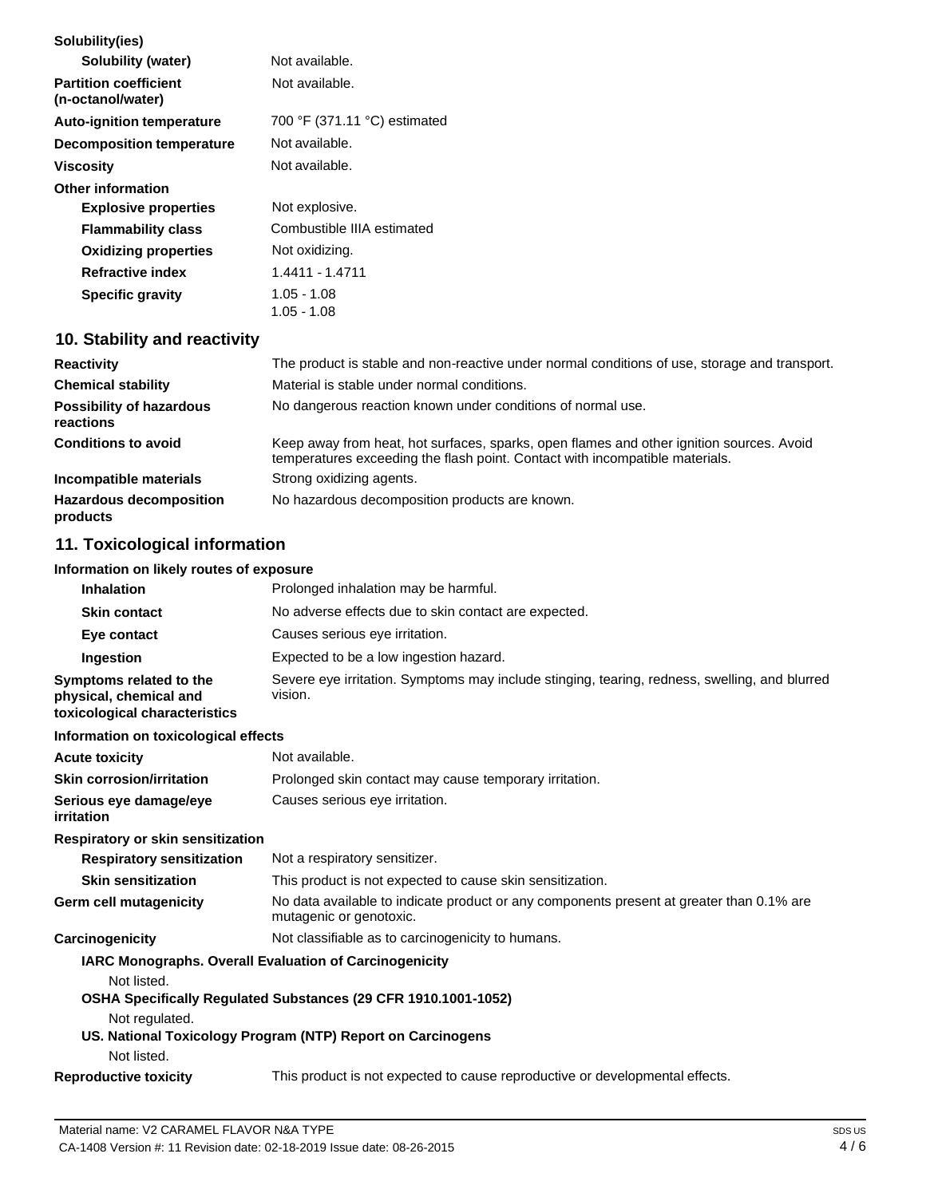**Solubility(ies)**

| | |
|---|---|
| **Solubility (water)** | Not available. |
| **Partition coefficient (n-octanol/water)** | Not available. |
| **Auto-ignition temperature** | 700 °F (371.11 °C) estimated |
| **Decomposition temperature** | Not available. |
| **Viscosity** | Not available. |

**Other information**

| | |
|---|---|
| **Explosive properties** | Not explosive. |
| **Flammability class** | Combustible IIIA estimated |
| **Oxidizing properties** | Not oxidizing. |
| **Refractive index** | 1.4411 - 1.4711 |
| **Specific gravity** | 1.05 - 1.08<br>1.05 - 1.08 |

## 10. Stability and reactivity

| | |
|---|---|
| **Reactivity** | The product is stable and non-reactive under normal conditions of use, storage and transport. |
| **Chemical stability** | Material is stable under normal conditions. |
| **Possibility of hazardous reactions** | No dangerous reaction known under conditions of normal use. |
| **Conditions to avoid** | Keep away from heat, hot surfaces, sparks, open flames and other ignition sources. Avoid temperatures exceeding the flash point. Contact with incompatible materials. |
| **Incompatible materials** | Strong oxidizing agents. |
| **Hazardous decomposition products** | No hazardous decomposition products are known. |

## 11. Toxicological information

**Information on likely routes of exposure**

| | |
|---|---|
| **Inhalation** | Prolonged inhalation may be harmful. |
| **Skin contact** | No adverse effects due to skin contact are expected. |
| **Eye contact** | Causes serious eye irritation. |
| **Ingestion** | Expected to be a low ingestion hazard. |
| **Symptoms related to the physical, chemical and toxicological characteristics** | Severe eye irritation. Symptoms may include stinging, tearing, redness, swelling, and blurred vision. |

**Information on toxicological effects**

| | |
|---|---|
| **Acute toxicity** | Not available. |
| **Skin corrosion/irritation** | Prolonged skin contact may cause temporary irritation. |
| **Serious eye damage/eye irritation** | Causes serious eye irritation. |

**Respiratory or skin sensitization**

| | |
|---|---|
| **Respiratory sensitization** | Not a respiratory sensitizer. |
| **Skin sensitization** | This product is not expected to cause skin sensitization. |
| **Germ cell mutagenicity** | No data available to indicate product or any components present at greater than 0.1% are mutagenic or genotoxic. |
| **Carcinogenicity** | Not classifiable as to carcinogenicity to humans. |

**IARC Monographs. Overall Evaluation of Carcinogenicity**

Not listed.

**OSHA Specifically Regulated Substances (29 CFR 1910.1001-1052)**

Not regulated.

**US. National Toxicology Program (NTP) Report on Carcinogens**

Not listed.

| | |
|---|---|
| **Reproductive toxicity** | This product is not expected to cause reproductive or developmental effects. |

Material name: V2 CARAMEL FLAVOR N&A TYPE

CA-1408 Version #: 11 Revision date: 02-18-2019 Issue date: 08-26-2015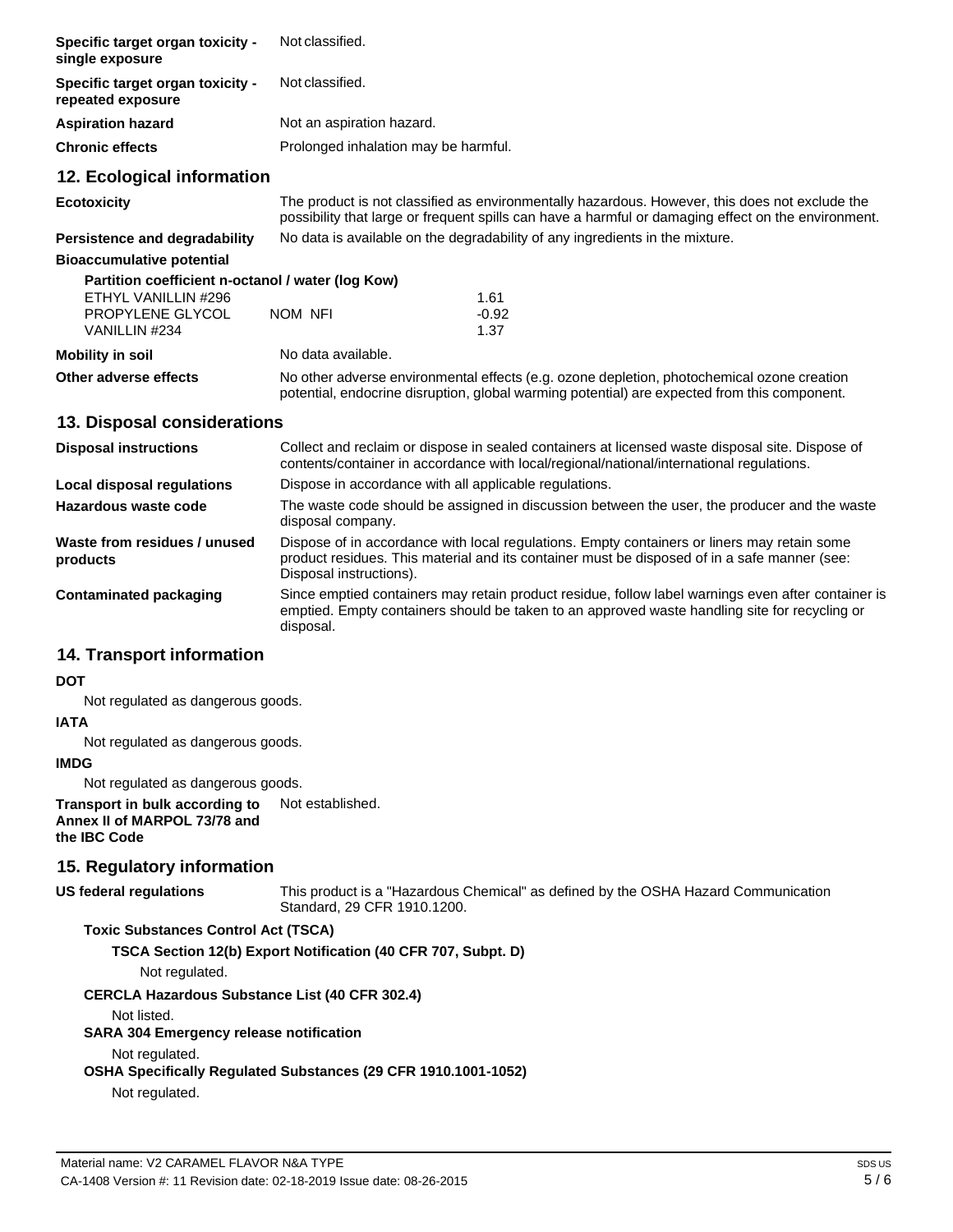| | |
|---|---|
| **Specific target organ toxicity - single exposure** | Not classified. |
| **Specific target organ toxicity - repeated exposure** | Not classified. |
| **Aspiration hazard** | Not an aspiration hazard. |
| **Chronic effects** | Prolonged inhalation may be harmful. |

## 12. Ecological information

**Ecotoxicity**
The product is not classified as environmentally hazardous. However, this does not exclude the possibility that large or frequent spills can have a harmful or damaging effect on the environment.

**Persistence and degradability**
No data is available on the degradability of any ingredients in the mixture.

**Bioaccumulative potential**

**Partition coefficient n-octanol / water (log Kow)**

| | | |
|---|---|---|
| ETHYL VANILLIN #296 | | 1.61 |
| PROPYLENE GLYCOL | NOM NFI | -0.92 |
| VANILLIN #234 | | 1.37 |

**Mobility in soil**
No data available.

**Other adverse effects**
No other adverse environmental effects (e.g. ozone depletion, photochemical ozone creation potential, endocrine disruption, global warming potential) are expected from this component.

## 13. Disposal considerations

**Disposal instructions**
Collect and reclaim or dispose in sealed containers at licensed waste disposal site. Dispose of contents/container in accordance with local/regional/national/international regulations.

**Local disposal regulations**
Dispose in accordance with all applicable regulations.

**Hazardous waste code**
The waste code should be assigned in discussion between the user, the producer and the waste disposal company.

**Waste from residues / unused products**
Dispose of in accordance with local regulations. Empty containers or liners may retain some product residues. This material and its container must be disposed of in a safe manner (see: Disposal instructions).

**Contaminated packaging**
Since emptied containers may retain product residue, follow label warnings even after container is emptied. Empty containers should be taken to an approved waste handling site for recycling or disposal.

## 14. Transport information

**DOT**

Not regulated as dangerous goods.

**IATA**

Not regulated as dangerous goods.

**IMDG**

Not regulated as dangerous goods.

**Transport in bulk according to Annex II of MARPOL 73/78 and the IBC Code**
Not established.

## 15. Regulatory information

**US federal regulations**
This product is a "Hazardous Chemical" as defined by the OSHA Hazard Communication Standard, 29 CFR 1910.1200.

**Toxic Substances Control Act (TSCA)**

**TSCA Section 12(b) Export Notification (40 CFR 707, Subpt. D)**

Not regulated.

**CERCLA Hazardous Substance List (40 CFR 302.4)**

Not listed.

**SARA 304 Emergency release notification**

Not regulated.

**OSHA Specifically Regulated Substances (29 CFR 1910.1001-1052)**

Not regulated.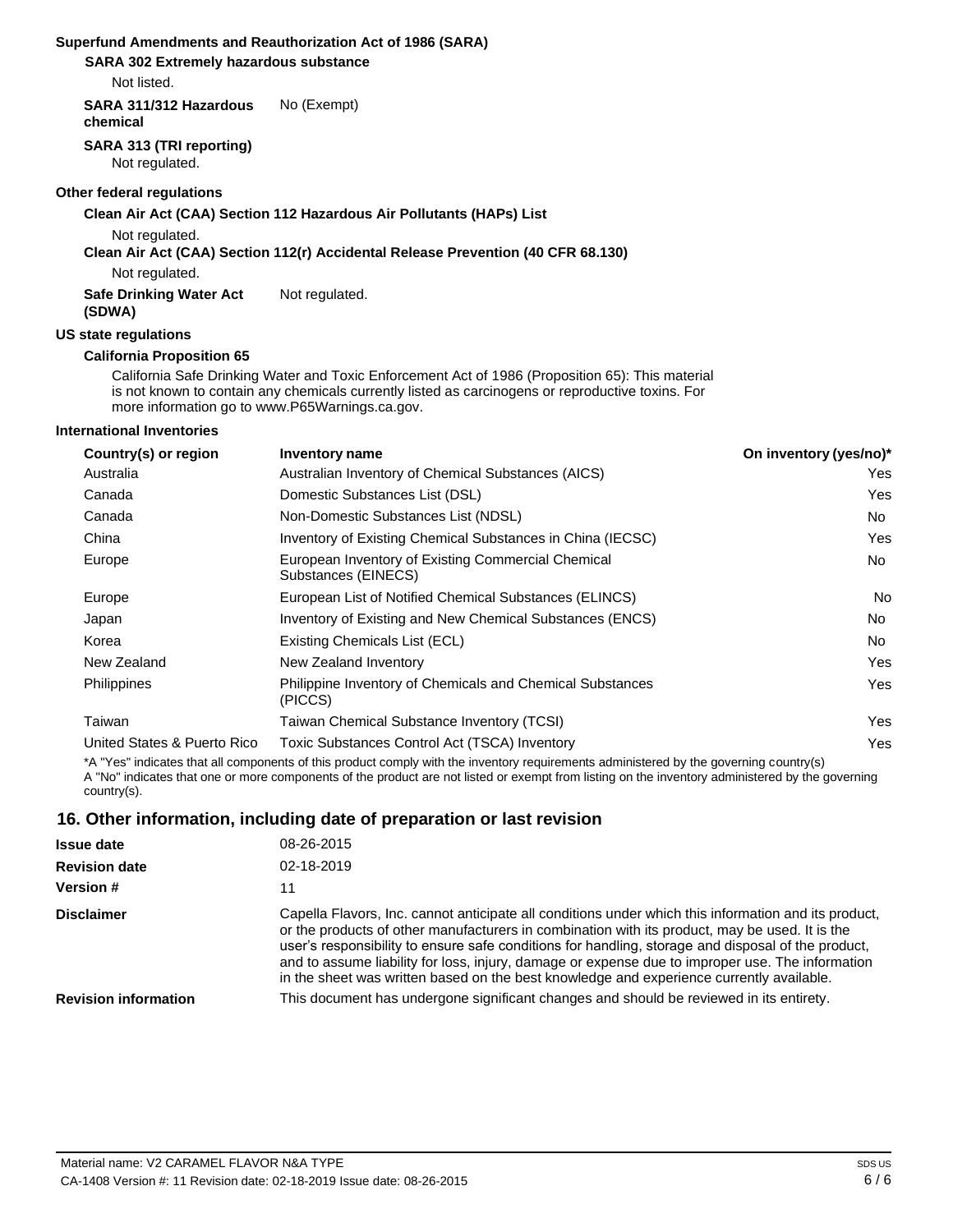**Superfund Amendments and Reauthorization Act of 1986 (SARA)**

**SARA 302 Extremely hazardous substance**

Not listed.

**SARA 311/312 Hazardous chemical** No (Exempt)

**SARA 313 (TRI reporting)**

Not regulated.

**Other federal regulations**

**Clean Air Act (CAA) Section 112 Hazardous Air Pollutants (HAPs) List**

Not regulated.

**Clean Air Act (CAA) Section 112(r) Accidental Release Prevention (40 CFR 68.130)**

Not regulated.

**Safe Drinking Water Act (SDWA)** Not regulated.

**US state regulations**

**California Proposition 65**

California Safe Drinking Water and Toxic Enforcement Act of 1986 (Proposition 65): This material is not known to contain any chemicals currently listed as carcinogens or reproductive toxins. For more information go to www.P65Warnings.ca.gov.

**International Inventories**

| Country(s) or region | Inventory name | On inventory (yes/no)* |
|---|---|---|
| Australia | Australian Inventory of Chemical Substances (AICS) | Yes |
| Canada | Domestic Substances List (DSL) | Yes |
| Canada | Non-Domestic Substances List (NDSL) | No |
| China | Inventory of Existing Chemical Substances in China (IECSC) | Yes |
| Europe | European Inventory of Existing Commercial Chemical Substances (EINECS) | No |
| Europe | European List of Notified Chemical Substances (ELINCS) | No |
| Japan | Inventory of Existing and New Chemical Substances (ENCS) | No |
| Korea | Existing Chemicals List (ECL) | No |
| New Zealand | New Zealand Inventory | Yes |
| Philippines | Philippine Inventory of Chemicals and Chemical Substances (PICCS) | Yes |
| Taiwan | Taiwan Chemical Substance Inventory (TCSI) | Yes |
| United States & Puerto Rico | Toxic Substances Control Act (TSCA) Inventory | Yes |

*A "Yes" indicates that all components of this product comply with the inventory requirements administered by the governing country(s)
A "No" indicates that one or more components of the product are not listed or exempt from listing on the inventory administered by the governing country(s).

## 16. Other information, including date of preparation or last revision

**Issue date** 08-26-2015

**Revision date** 02-18-2019

**Version #** 11

**Disclaimer** Capella Flavors, Inc. cannot anticipate all conditions under which this information and its product, or the products of other manufacturers in combination with its product, may be used. It is the user's responsibility to ensure safe conditions for handling, storage and disposal of the product, and to assume liability for loss, injury, damage or expense due to improper use. The information in the sheet was written based on the best knowledge and experience currently available.

**Revision information** This document has undergone significant changes and should be reviewed in its entirety.